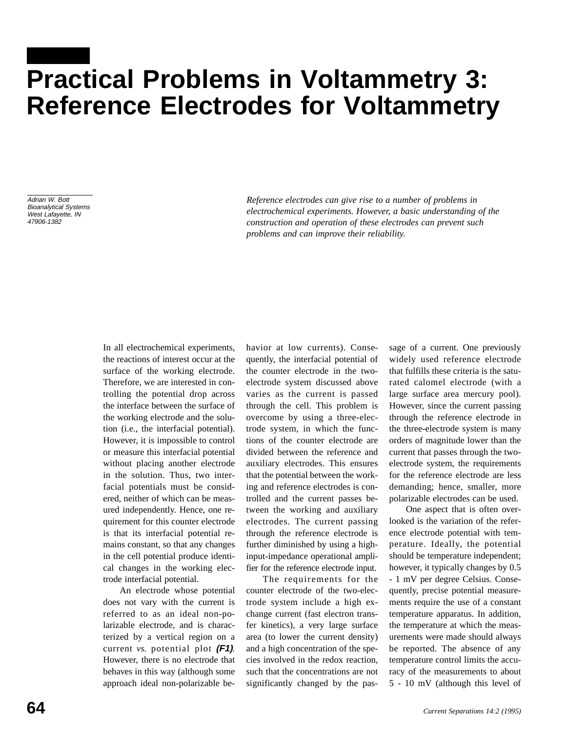# Practical Problems in Voltammetry 3: Reference Electrodes for Voltammetry

*Adrian W. Bott*
*Bioanalytical Systems*
*West Lafayette, IN*
*47906-1382*

*Reference electrodes can give rise to a number of problems in electrochemical experiments. However, a basic understanding of the construction and operation of these electrodes can prevent such problems and can improve their reliability.*

In all electrochemical experiments, the reactions of interest occur at the surface of the working electrode. Therefore, we are interested in controlling the potential drop across the interface between the surface of the working electrode and the solution (i.e., the interfacial potential). However, it is impossible to control or measure this interfacial potential without placing another electrode in the solution. Thus, two interfacial potentials must be considered, neither of which can be measured independently. Hence, one requirement for this counter electrode is that its interfacial potential remains constant, so that any changes in the cell potential produce identical changes in the working electrode interfacial potential.

An electrode whose potential does not vary with the current is referred to as an ideal non-polarizable electrode, and is characterized by a vertical region on a current *vs.* potential plot ***(F1)***. However, there is no electrode that behaves in this way (although some approach ideal non-polarizable behavior at low currents). Consequently, the interfacial potential of the counter electrode in the two-electrode system discussed above varies as the current is passed through the cell. This problem is overcome by using a three-electrode system, in which the functions of the counter electrode are divided between the reference and auxiliary electrodes. This ensures that the potential between the working and reference electrodes is controlled and the current passes between the working and auxiliary electrodes. The current passing through the reference electrode is further diminished by using a high-input-impedance operational amplifier for the reference electrode input.

The requirements for the counter electrode of the two-electrode system include a high exchange current (fast electron transfer kinetics), a very large surface area (to lower the current density) and a high concentration of the species involved in the redox reaction, such that the concentrations are not significantly changed by the passage of a current. One previously widely used reference electrode that fulfills these criteria is the saturated calomel electrode (with a large surface area mercury pool). However, since the current passing through the reference electrode in the three-electrode system is many orders of magnitude lower than the current that passes through the two-electrode system, the requirements for the reference electrode are less demanding; hence, smaller, more polarizable electrodes can be used.

One aspect that is often overlooked is the variation of the reference electrode potential with temperature. Ideally, the potential should be temperature independent; however, it typically changes by 0.5 - 1 mV per degree Celsius. Consequently, precise potential measurements require the use of a constant temperature apparatus. In addition, the temperature at which the measurements were made should always be reported. The absence of any temperature control limits the accuracy of the measurements to about 5 - 10 mV (although this level of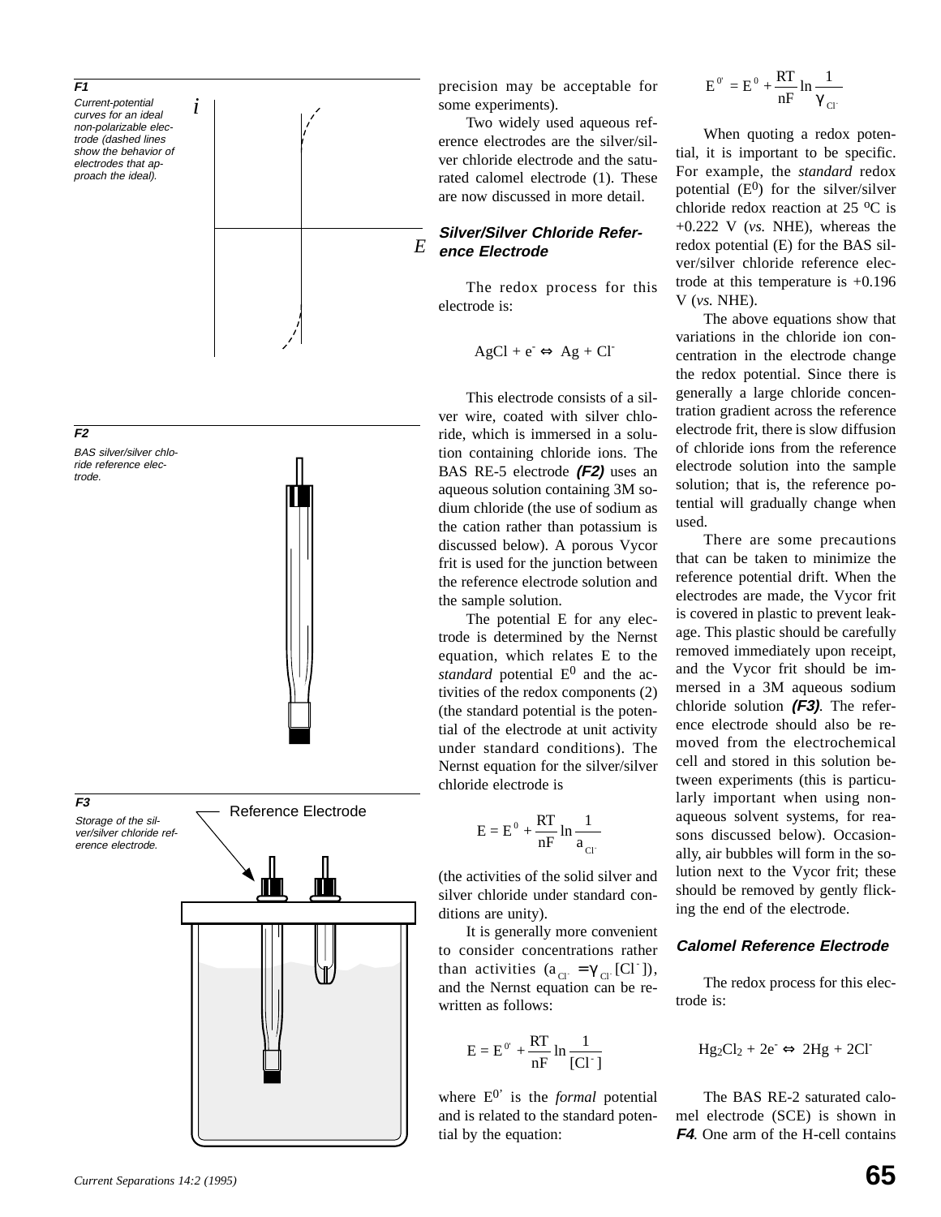**F1**

*Current-potential curves for an ideal non-polarizable electrode (dashed lines show the behavior of electrodes that approach the ideal).*

**F2**

*BAS silver/silver chloride reference electrode.*

**F3**

*Storage of the silver/silver chloride reference electrode.*

Reference Electrode

precision may be acceptable for some experiments).

Two widely used aqueous reference electrodes are the silver/silver chloride electrode and the saturated calomel electrode (1). These are now discussed in more detail.

## Silver/Silver Chloride Reference Electrode

The redox process for this electrode is:

$$AgCl + e^- \Leftrightarrow Ag + Cl^-$$

This electrode consists of a silver wire, coated with silver chloride, which is immersed in a solution containing chloride ions. The BAS RE-5 electrode ***(F2)*** uses an aqueous solution containing 3M sodium chloride (the use of sodium as the cation rather than potassium is discussed below). A porous Vycor frit is used for the junction between the reference electrode solution and the sample solution.

The potential E for any electrode is determined by the Nernst equation, which relates E to the *standard* potential $E^0$ and the activities of the redox components (2) (the standard potential is the potential of the electrode at unit activity under standard conditions). The Nernst equation for the silver/silver chloride electrode is

$$E = E^0 + \frac{RT}{nF} \ln \frac{1}{a_{Cl^-}}$$

(the activities of the solid silver and silver chloride under standard conditions are unity).

It is generally more convenient to consider concentrations rather than activities ($a_{Cl^-} = \gamma_{Cl^-}[Cl^-]$), and the Nernst equation can be rewritten as follows:

$$E = E^{0'} + \frac{RT}{nF} \ln \frac{1}{[Cl^-]}$$

where $E^{0'}$ is the *formal* potential and is related to the standard potential by the equation:

$$E^{0'} = E^0 + \frac{RT}{nF} \ln \frac{1}{\gamma_{Cl^-}}$$

When quoting a redox potential, it is important to be specific. For example, the *standard* redox potential ($E^0$) for the silver/silver chloride redox reaction at 25 ºC is +0.222 V (*vs.* NHE), whereas the redox potential (E) for the BAS silver/silver chloride reference electrode at this temperature is +0.196 V (*vs.* NHE).

The above equations show that variations in the chloride ion concentration in the electrode change the redox potential. Since there is generally a large chloride concentration gradient across the reference electrode frit, there is slow diffusion of chloride ions from the reference electrode solution into the sample solution; that is, the reference potential will gradually change when used.

There are some precautions that can be taken to minimize the reference potential drift. When the electrodes are made, the Vycor frit is covered in plastic to prevent leakage. This plastic should be carefully removed immediately upon receipt, and the Vycor frit should be immersed in a 3M aqueous sodium chloride solution ***(F3)***. The reference electrode should also be removed from the electrochemical cell and stored in this solution between experiments (this is particularly important when using nonaqueous solvent systems, for reasons discussed below). Occasionally, air bubbles will form in the solution next to the Vycor frit; these should be removed by gently flicking the end of the electrode.

## Calomel Reference Electrode

The redox process for this electrode is:

$$Hg_2Cl_2 + 2e^- \Leftrightarrow 2Hg + 2Cl^-$$

The BAS RE-2 saturated calomel electrode (SCE) is shown in ***F4***. One arm of the H-cell contains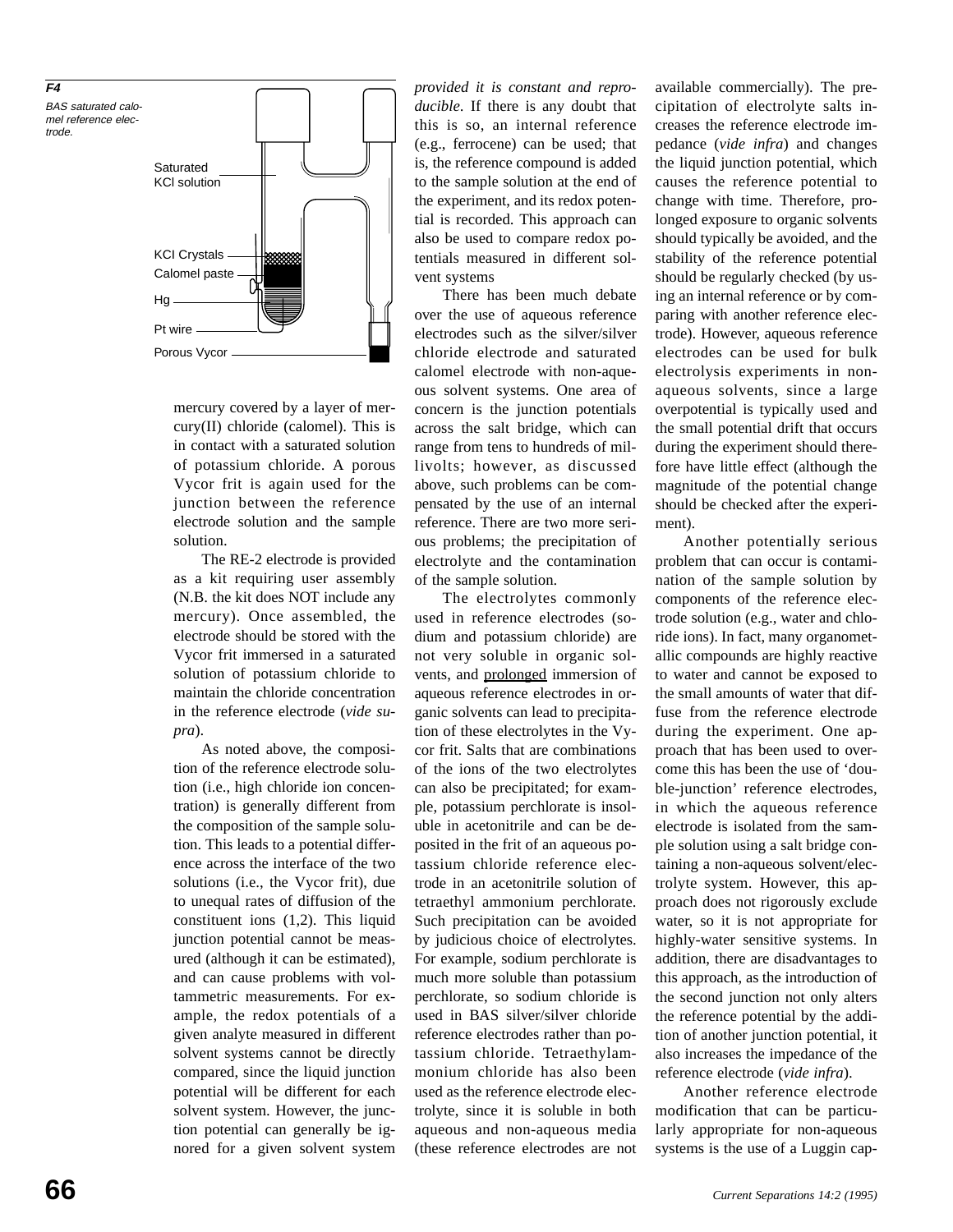**F4**

*BAS saturated calomel reference electrode.*

Saturated KCl solution

KCl Crystals

Calomel paste

Hg

Pt wire

Porous Vycor

mercury covered by a layer of mercury(II) chloride (calomel). This is in contact with a saturated solution of potassium chloride. A porous Vycor frit is again used for the junction between the reference electrode solution and the sample solution.

The RE-2 electrode is provided as a kit requiring user assembly (N.B. the kit does NOT include any mercury). Once assembled, the electrode should be stored with the Vycor frit immersed in a saturated solution of potassium chloride to maintain the chloride concentration in the reference electrode (*vide supra*).

As noted above, the composition of the reference electrode solution (i.e., high chloride ion concentration) is generally different from the composition of the sample solution. This leads to a potential difference across the interface of the two solutions (i.e., the Vycor frit), due to unequal rates of diffusion of the constituent ions (1,2). This liquid junction potential cannot be measured (although it can be estimated), and can cause problems with voltammetric measurements. For example, the redox potentials of a given analyte measured in different solvent systems cannot be directly compared, since the liquid junction potential will be different for each solvent system. However, the junction potential can generally be ignored for a given solvent system *provided it is constant and reproducible*. If there is any doubt that this is so, an internal reference (e.g., ferrocene) can be used; that is, the reference compound is added to the sample solution at the end of the experiment, and its redox potential is recorded. This approach can also be used to compare redox potentials measured in different solvent systems

There has been much debate over the use of aqueous reference electrodes such as the silver/silver chloride electrode and saturated calomel electrode with non-aqueous solvent systems. One area of concern is the junction potentials across the salt bridge, which can range from tens to hundreds of millivolts; however, as discussed above, such problems can be compensated by the use of an internal reference. There are two more serious problems; the precipitation of electrolyte and the contamination of the sample solution.

The electrolytes commonly used in reference electrodes (sodium and potassium chloride) are not very soluble in organic solvents, and prolonged immersion of aqueous reference electrodes in organic solvents can lead to precipitation of these electrolytes in the Vycor frit. Salts that are combinations of the ions of the two electrolytes can also be precipitated; for example, potassium perchlorate is insoluble in acetonitrile and can be deposited in the frit of an aqueous potassium chloride reference electrode in an acetonitrile solution of tetraethyl ammonium perchlorate. Such precipitation can be avoided by judicious choice of electrolytes. For example, sodium perchlorate is much more soluble than potassium perchlorate, so sodium chloride is used in BAS silver/silver chloride reference electrodes rather than potassium chloride. Tetraethylammonium chloride has also been used as the reference electrode electrolyte, since it is soluble in both aqueous and non-aqueous media (these reference electrodes are not available commercially). The precipitation of electrolyte salts increases the reference electrode impedance (*vide infra*) and changes the liquid junction potential, which causes the reference potential to change with time. Therefore, prolonged exposure to organic solvents should typically be avoided, and the stability of the reference potential should be regularly checked (by using an internal reference or by comparing with another reference electrode). However, aqueous reference electrodes can be used for bulk electrolysis experiments in non-aqueous solvents, since a large overpotential is typically used and the small potential drift that occurs during the experiment should therefore have little effect (although the magnitude of the potential change should be checked after the experiment).

Another potentially serious problem that can occur is contamination of the sample solution by components of the reference electrode solution (e.g., water and chloride ions). In fact, many organometallic compounds are highly reactive to water and cannot be exposed to the small amounts of water that diffuse from the reference electrode during the experiment. One approach that has been used to overcome this has been the use of 'double-junction' reference electrodes, in which the aqueous reference electrode is isolated from the sample solution using a salt bridge containing a non-aqueous solvent/electrolyte system. However, this approach does not rigorously exclude water, so it is not appropriate for highly-water sensitive systems. In addition, there are disadvantages to this approach, as the introduction of the second junction not only alters the reference potential by the addition of another junction potential, it also increases the impedance of the reference electrode (*vide infra*).

Another reference electrode modification that can be particularly appropriate for non-aqueous systems is the use of a Luggin cap-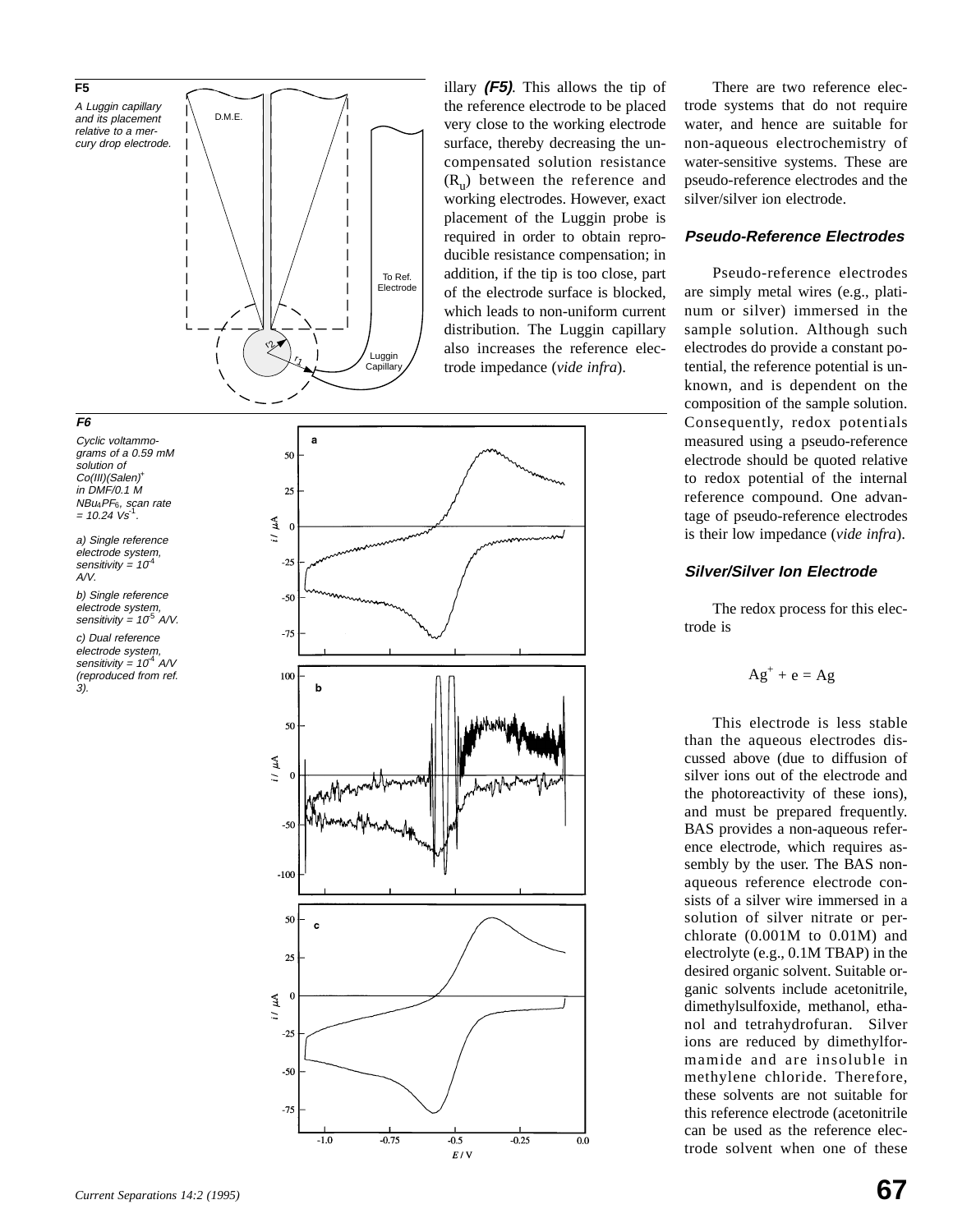**F5**

*A Luggin capillary and its placement relative to a mercury drop electrode.*

illary **(F5)**. This allows the tip of the reference electrode to be placed very close to the working electrode surface, thereby decreasing the uncompensated solution resistance ($R_u$) between the reference and working electrodes. However, exact placement of the Luggin probe is required in order to obtain reproducible resistance compensation; in addition, if the tip is too close, part of the electrode surface is blocked, which leads to non-uniform current distribution. The Luggin capillary also increases the reference electrode impedance (*vide infra*).

**F6**

*Cyclic voltammograms of a 0.59 mM solution of Co(III)(Salen)[+] in DMF/0.1 M $NBu_4PF_6$, scan rate = 10.24 $Vs^{-1}$.*

*a) Single reference electrode system, sensitivity = $10^{-4}$ A/V.*

*b) Single reference electrode system, sensitivity = $10^{-5}$ A/V.*

*c) Dual reference electrode system, sensitivity = $10^{-4}$ A/V (reproduced from ref. 3).*

There are two reference electrode systems that do not require water, and hence are suitable for non-aqueous electrochemistry of water-sensitive systems. These are pseudo-reference electrodes and the silver/silver ion electrode.

### Pseudo-Reference Electrodes

Pseudo-reference electrodes are simply metal wires (e.g., platinum or silver) immersed in the sample solution. Although such electrodes do provide a constant potential, the reference potential is unknown, and is dependent on the composition of the sample solution. Consequently, redox potentials measured using a pseudo-reference electrode should be quoted relative to redox potential of the internal reference compound. One advantage of pseudo-reference electrodes is their low impedance (*vide infra*).

### Silver/Silver Ion Electrode

The redox process for this electrode is

$$Ag^+ + e = Ag$$

This electrode is less stable than the aqueous electrodes discussed above (due to diffusion of silver ions out of the electrode and the photoreactivity of these ions), and must be prepared frequently. BAS provides a non-aqueous reference electrode, which requires assembly by the user. The BAS non-aqueous reference electrode consists of a silver wire immersed in a solution of silver nitrate or perchlorate (0.001M to 0.01M) and electrolyte (e.g., 0.1M TBAP) in the desired organic solvent. Suitable organic solvents include acetonitrile, dimethylsulfoxide, methanol, ethanol and tetrahydrofuran. Silver ions are reduced by dimethylformamide and are insoluble in methylene chloride. Therefore, these solvents are not suitable for this reference electrode (acetonitrile can be used as the reference electrode solvent when one of these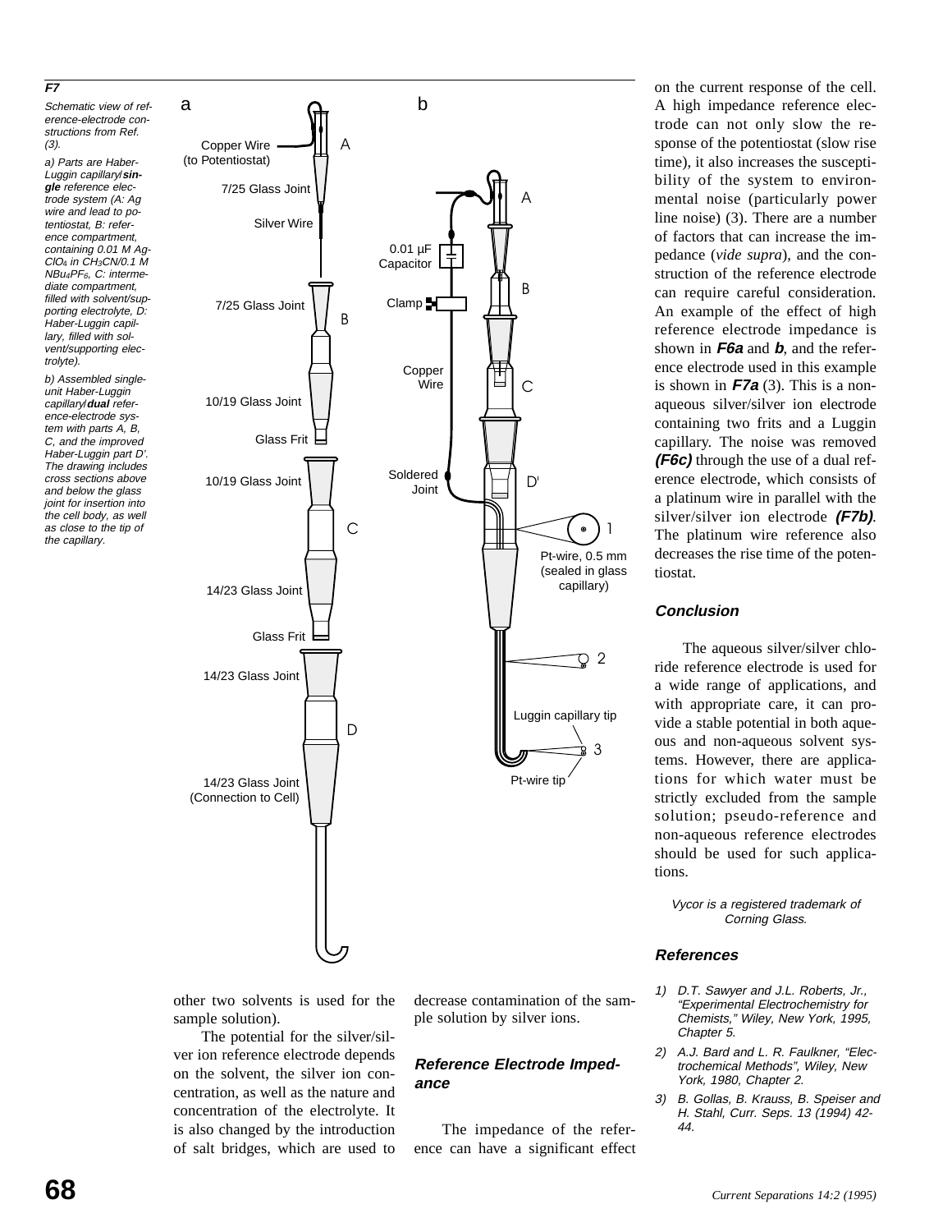**F7**

Schematic view of reference-electrode constructions from Ref. (3).

a) Parts are Haber-Luggin capillary/**single** reference electrode system (A: Ag wire and lead to potentiostat, B: reference compartment, containing 0.01 M $AgClO_4$ in $CH_3CN$/0.1 M $NBu_4PF_6$, C: intermediate compartment, filled with solvent/supporting electrolyte, D: Haber-Luggin capillary, filled with solvent/supporting electrolyte).

b) Assembled single-unit Haber-Luggin capillary/**dual** reference-electrode system with parts A, B, C, and the improved Haber-Luggin part D'. The drawing includes cross sections above and below the glass joint for insertion into the cell body, as well as close to the tip of the capillary.

a

Copper Wire (to Potentiostat)

A

7/25 Glass Joint

Silver Wire

7/25 Glass Joint

B

10/19 Glass Joint

Glass Frit

10/19 Glass Joint

C

14/23 Glass Joint

Glass Frit

14/23 Glass Joint

D

14/23 Glass Joint (Connection to Cell)

b

A

0.01 µF Capacitor

B

Clamp

Copper Wire

C

Soldered Joint

D'

1

Pt-wire, 0.5 mm (sealed in glass capillary)

2

Luggin capillary tip

3

Pt-wire tip

other two solvents is used for the sample solution).

The potential for the silver/silver ion reference electrode depends on the solvent, the silver ion concentration, as well as the nature and concentration of the electrolyte. It is also changed by the introduction of salt bridges, which are used to decrease contamination of the sample solution by silver ions.

### Reference Electrode Impedance

The impedance of the reference can have a significant effect on the current response of the cell. A high impedance reference electrode can not only slow the response of the potentiostat (slow rise time), it also increases the susceptibility of the system to environmental noise (particularly power line noise) (3). There are a number of factors that can increase the impedance (*vide supra*), and the construction of the reference electrode can require careful consideration. An example of the effect of high reference electrode impedance is shown in ***F6a*** and ***b***, and the reference electrode used in this example is shown in ***F7a*** (3). This is a non-aqueous silver/silver ion electrode containing two frits and a Luggin capillary. The noise was removed ***(F6c)*** through the use of a dual reference electrode, which consists of a platinum wire in parallel with the silver/silver ion electrode ***(F7b)***. The platinum wire reference also decreases the rise time of the potentiostat.

### Conclusion

The aqueous silver/silver chloride reference electrode is used for a wide range of applications, and with appropriate care, it can provide a stable potential in both aqueous and non-aqueous solvent systems. However, there are applications for which water must be strictly excluded from the sample solution; pseudo-reference and non-aqueous reference electrodes should be used for such applications.

*Vycor is a registered trademark of Corning Glass.*

### References

1) D.T. Sawyer and J.L. Roberts, Jr., "Experimental Electrochemistry for Chemists," Wiley, New York, 1995, Chapter 5.
2) A.J. Bard and L. R. Faulkner, "Electrochemical Methods", Wiley, New York, 1980, Chapter 2.
3) B. Gollas, B. Krauss, B. Speiser and H. Stahl, Curr. Seps. 13 (1994) 42-44.